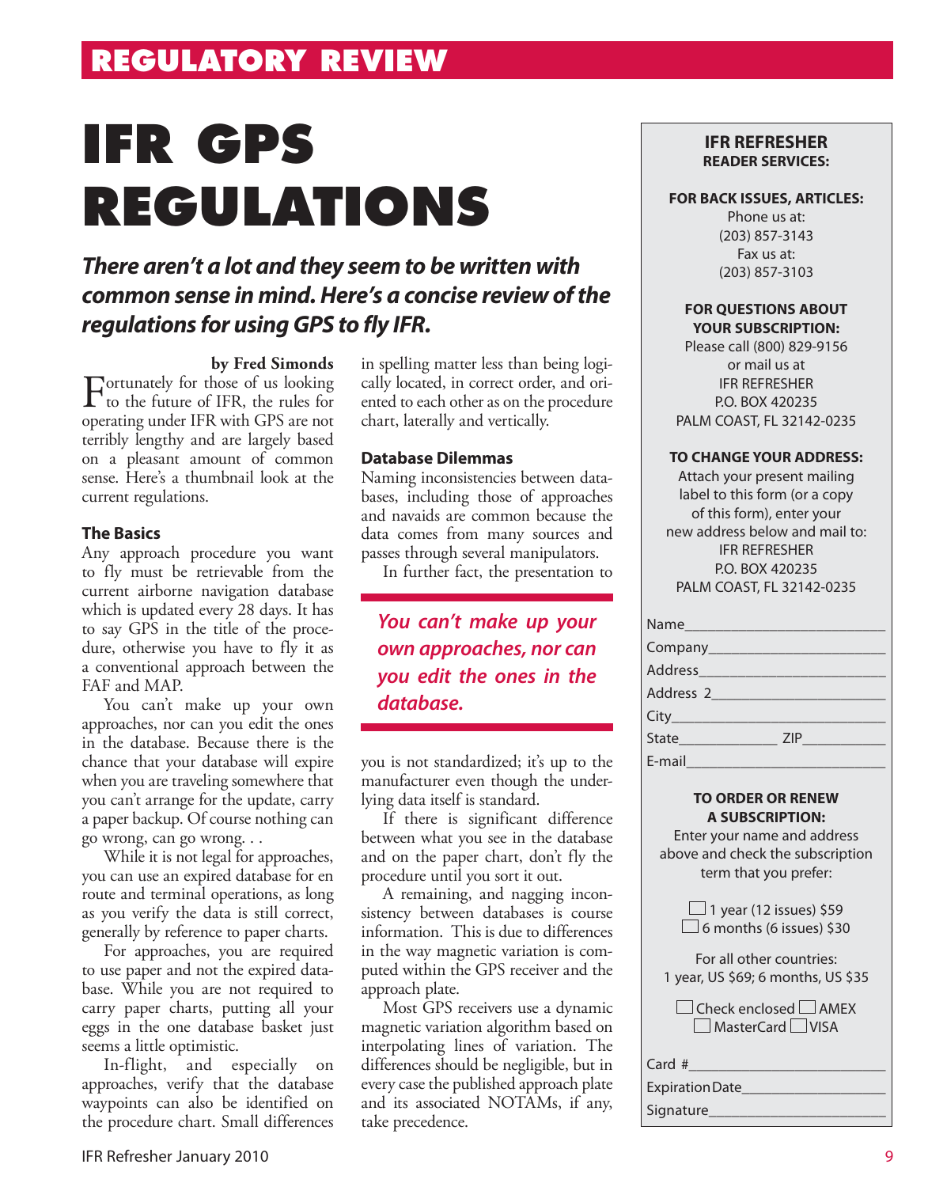REGULATORY REVIEW

# IFR GPS REGULATIONS

***There aren't a lot and they seem to be written with common sense in mind. Here's a concise review of the regulations for using GPS to fly IFR.***

**by Fred Simonds**

Fortunately for those of us looking to the future of IFR, the rules for operating under IFR with GPS are not terribly lengthy and are largely based on a pleasant amount of common sense. Here's a thumbnail look at the current regulations.

### The Basics

Any approach procedure you want to fly must be retrievable from the current airborne navigation database which is updated every 28 days. It has to say GPS in the title of the procedure, otherwise you have to fly it as a conventional approach between the FAF and MAP.

You can't make up your own approaches, nor can you edit the ones in the database. Because there is the chance that your database will expire when you are traveling somewhere that you can't arrange for the update, carry a paper backup. Of course nothing can go wrong, can go wrong. . .

While it is not legal for approaches, you can use an expired database for en route and terminal operations, as long as you verify the data is still correct, generally by reference to paper charts.

For approaches, you are required to use paper and not the expired database. While you are not required to carry paper charts, putting all your eggs in the one database basket just seems a little optimistic.

In-flight, and especially on approaches, verify that the database waypoints can also be identified on the procedure chart. Small differences in spelling matter less than being logically located, in correct order, and oriented to each other as on the procedure chart, laterally and vertically.

### Database Dilemmas

Naming inconsistencies between databases, including those of approaches and navaids are common because the data comes from many sources and passes through several manipulators.

In further fact, the presentation to you is not standardized; it's up to the manufacturer even though the underlying data itself is standard.

> *You can't make up your own approaches, nor can you edit the ones in the database.*

If there is significant difference between what you see in the database and on the paper chart, don't fly the procedure until you sort it out.

A remaining, and nagging inconsistency between databases is course information. This is due to differences in the way magnetic variation is computed within the GPS receiver and the approach plate.

Most GPS receivers use a dynamic magnetic variation algorithm based on interpolating lines of variation. The differences should be negligible, but in every case the published approach plate and its associated NOTAMs, if any, take precedence.

---

**IFR REFRESHER**
**READER SERVICES:**

**FOR BACK ISSUES, ARTICLES:**
Phone us at:
(203) 857-3143
Fax us at:
(203) 857-3103

**FOR QUESTIONS ABOUT YOUR SUBSCRIPTION:**
Please call (800) 829-9156
or mail us at
IFR REFRESHER
P.O. BOX 420235
PALM COAST, FL 32142-0235

**TO CHANGE YOUR ADDRESS:**
Attach your present mailing label to this form (or a copy of this form), enter your new address below and mail to:
IFR REFRESHER
P.O. BOX 420235
PALM COAST, FL 32142-0235

Name_______________
Company_______________
Address_______________
Address 2_______________
City_______________
State__________ ZIP__________
E-mail_______________

**TO ORDER OR RENEW A SUBSCRIPTION:**
Enter your name and address above and check the subscription term that you prefer:

☐ 1 year (12 issues) $59
☐ 6 months (6 issues) $30

For all other countries:
1 year, US $69; 6 months, US $35

☐ Check enclosed ☐ AMEX
☐ MasterCard ☐ VISA

Card #_______________
Expiration Date_______________
Signature_______________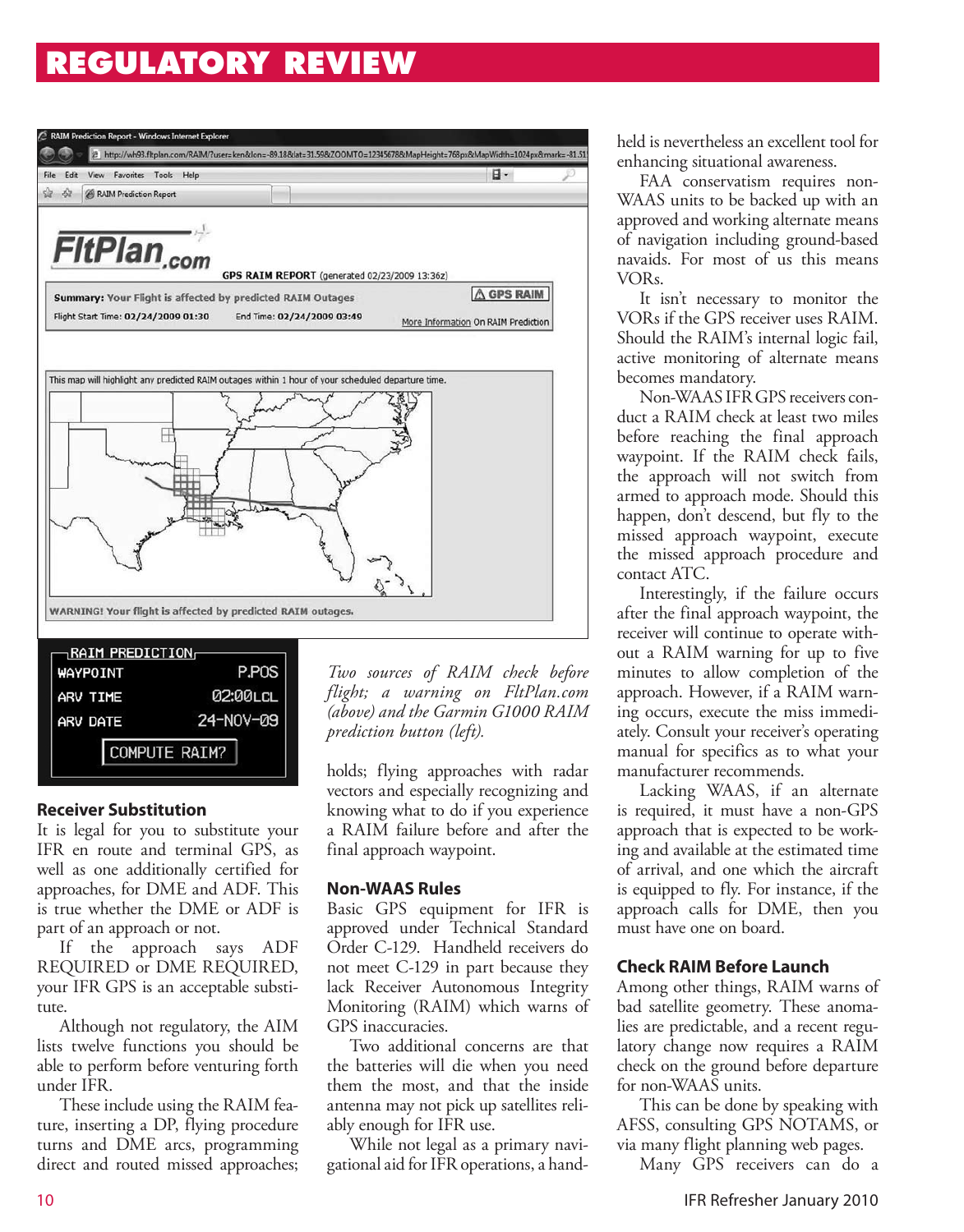## REGULATORY REVIEW

*Two sources of RAIM check before flight; a warning on FltPlan.com (above) and the Garmin G1000 RAIM prediction button (left).*

### Receiver Substitution

It is legal for you to substitute your IFR en route and terminal GPS, as well as one additionally certified for approaches, for DME and ADF. This is true whether the DME or ADF is part of an approach or not.

If the approach says ADF REQUIRED or DME REQUIRED, your IFR GPS is an acceptable substitute.

Although not regulatory, the AIM lists twelve functions you should be able to perform before venturing forth under IFR.

These include using the RAIM feature, inserting a DP, flying procedure turns and DME arcs, programming direct and routed missed approaches; holds; flying approaches with radar vectors and especially recognizing and knowing what to do if you experience a RAIM failure before and after the final approach waypoint.

### Non-WAAS Rules

Basic GPS equipment for IFR is approved under Technical Standard Order C-129. Handheld receivers do not meet C-129 in part because they lack Receiver Autonomous Integrity Monitoring (RAIM) which warns of GPS inaccuracies.

Two additional concerns are that the batteries will die when you need them the most, and that the inside antenna may not pick up satellites reliably enough for IFR use.

While not legal as a primary navigational aid for IFR operations, a handheld is nevertheless an excellent tool for enhancing situational awareness.

FAA conservatism requires non-WAAS units to be backed up with an approved and working alternate means of navigation including ground-based navaids. For most of us this means VORs.

It isn't necessary to monitor the VORs if the GPS receiver uses RAIM. Should the RAIM's internal logic fail, active monitoring of alternate means becomes mandatory.

Non-WAAS IFR GPS receivers conduct a RAIM check at least two miles before reaching the final approach waypoint. If the RAIM check fails, the approach will not switch from armed to approach mode. Should this happen, don't descend, but fly to the missed approach waypoint, execute the missed approach procedure and contact ATC.

Interestingly, if the failure occurs after the final approach waypoint, the receiver will continue to operate without a RAIM warning for up to five minutes to allow completion of the approach. However, if a RAIM warning occurs, execute the miss immediately. Consult your receiver's operating manual for specifics as to what your manufacturer recommends.

Lacking WAAS, if an alternate is required, it must have a non-GPS approach that is expected to be working and available at the estimated time of arrival, and one which the aircraft is equipped to fly. For instance, if the approach calls for DME, then you must have one on board.

### Check RAIM Before Launch

Among other things, RAIM warns of bad satellite geometry. These anomalies are predictable, and a recent regulatory change now requires a RAIM check on the ground before departure for non-WAAS units.

This can be done by speaking with AFSS, consulting GPS NOTAMS, or via many flight planning web pages.

Many GPS receivers can do a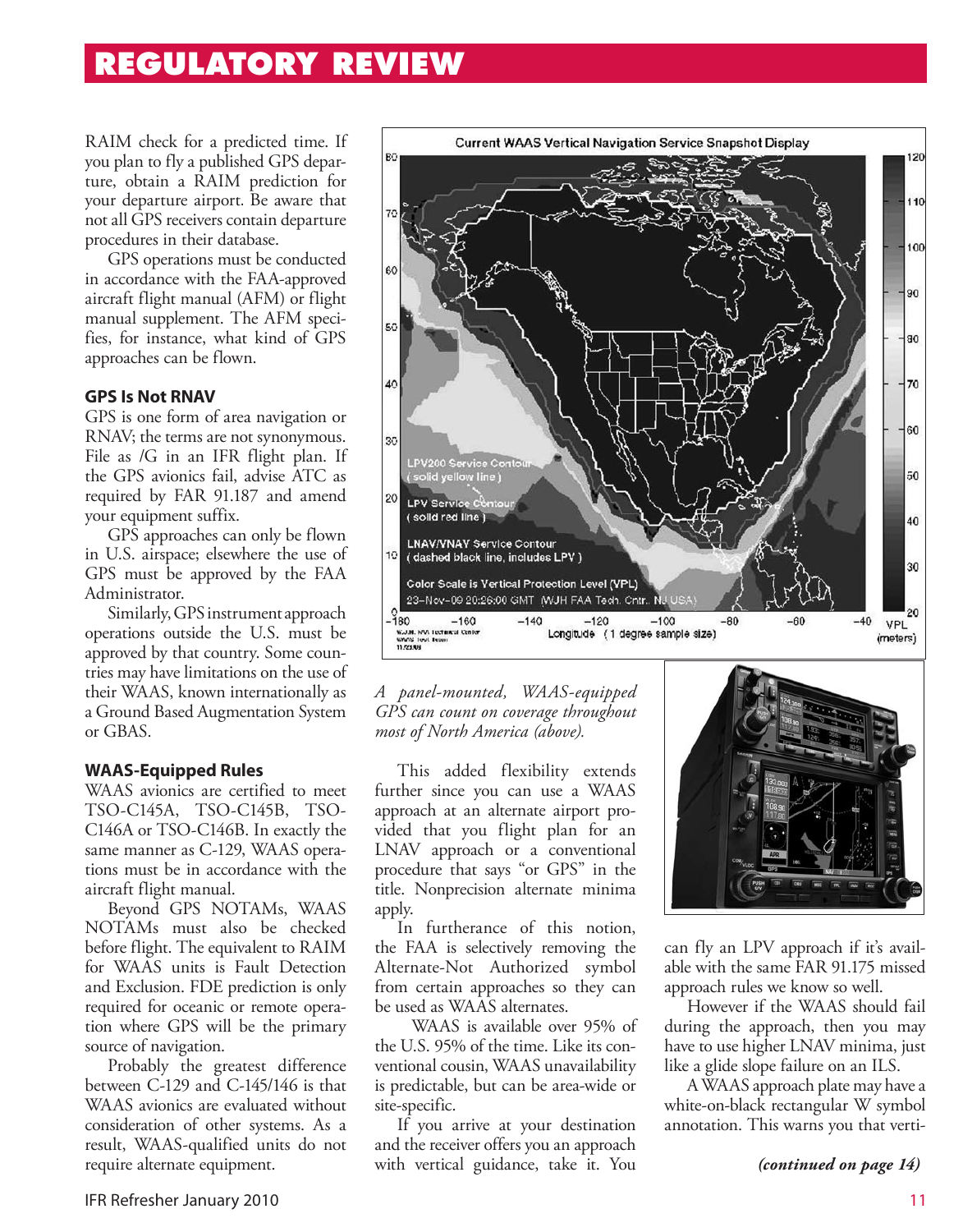RAIM check for a predicted time. If you plan to fly a published GPS departure, obtain a RAIM prediction for your departure airport. Be aware that not all GPS receivers contain departure procedures in their database.

GPS operations must be conducted in accordance with the FAA-approved aircraft flight manual (AFM) or flight manual supplement. The AFM specifies, for instance, what kind of GPS approaches can be flown.

### GPS Is Not RNAV

GPS is one form of area navigation or RNAV; the terms are not synonymous. File as /G in an IFR flight plan. If the GPS avionics fail, advise ATC as required by FAR 91.187 and amend your equipment suffix.

GPS approaches can only be flown in U.S. airspace; elsewhere the use of GPS must be approved by the FAA Administrator.

Similarly, GPS instrument approach operations outside the U.S. must be approved by that country. Some countries may have limitations on the use of their WAAS, known internationally as a Ground Based Augmentation System or GBAS.

### WAAS-Equipped Rules

WAAS avionics are certified to meet TSO-C145A, TSO-C145B, TSO-C146A or TSO-C146B. In exactly the same manner as C-129, WAAS operations must be in accordance with the aircraft flight manual.

Beyond GPS NOTAMs, WAAS NOTAMs must also be checked before flight. The equivalent to RAIM for WAAS units is Fault Detection and Exclusion. FDE prediction is only required for oceanic or remote operation where GPS will be the primary source of navigation.

Probably the greatest difference between C-129 and C-145/146 is that WAAS avionics are evaluated without consideration of other systems. As a result, WAAS-qualified units do not require alternate equipment.

Current WAAS Vertical Navigation Service Snapshot Display

LPV200 Service Contour (solid yellow line)

LPV Service Contour (solid red line)

LNAV/VNAV Service Contour (dashed black line, includes LPV)

Color Scale is Vertical Protection Level (VPL)

23-Nov-09 20:26:00 GMT (WJH FAA Tech. Cntr., NJ USA)

Longitude (1 degree sample size)

VPL (meters)

*A panel-mounted, WAAS-equipped GPS can count on coverage throughout most of North America (above).*

This added flexibility extends further since you can use a WAAS approach at an alternate airport provided that you flight plan for an LNAV approach or a conventional procedure that says "or GPS" in the title. Nonprecision alternate minima apply.

In furtherance of this notion, the FAA is selectively removing the Alternate-Not Authorized symbol from certain approaches so they can be used as WAAS alternates.

WAAS is available over 95% of the U.S. 95% of the time. Like its conventional cousin, WAAS unavailability is predictable, but can be area-wide or site-specific.

If you arrive at your destination and the receiver offers you an approach with vertical guidance, take it. You can fly an LPV approach if it's available with the same FAR 91.175 missed approach rules we know so well.

However if the WAAS should fail during the approach, then you may have to use higher LNAV minima, just like a glide slope failure on an ILS.

A WAAS approach plate may have a white-on-black rectangular W symbol annotation. This warns you that verti-

***(continued on page 14)***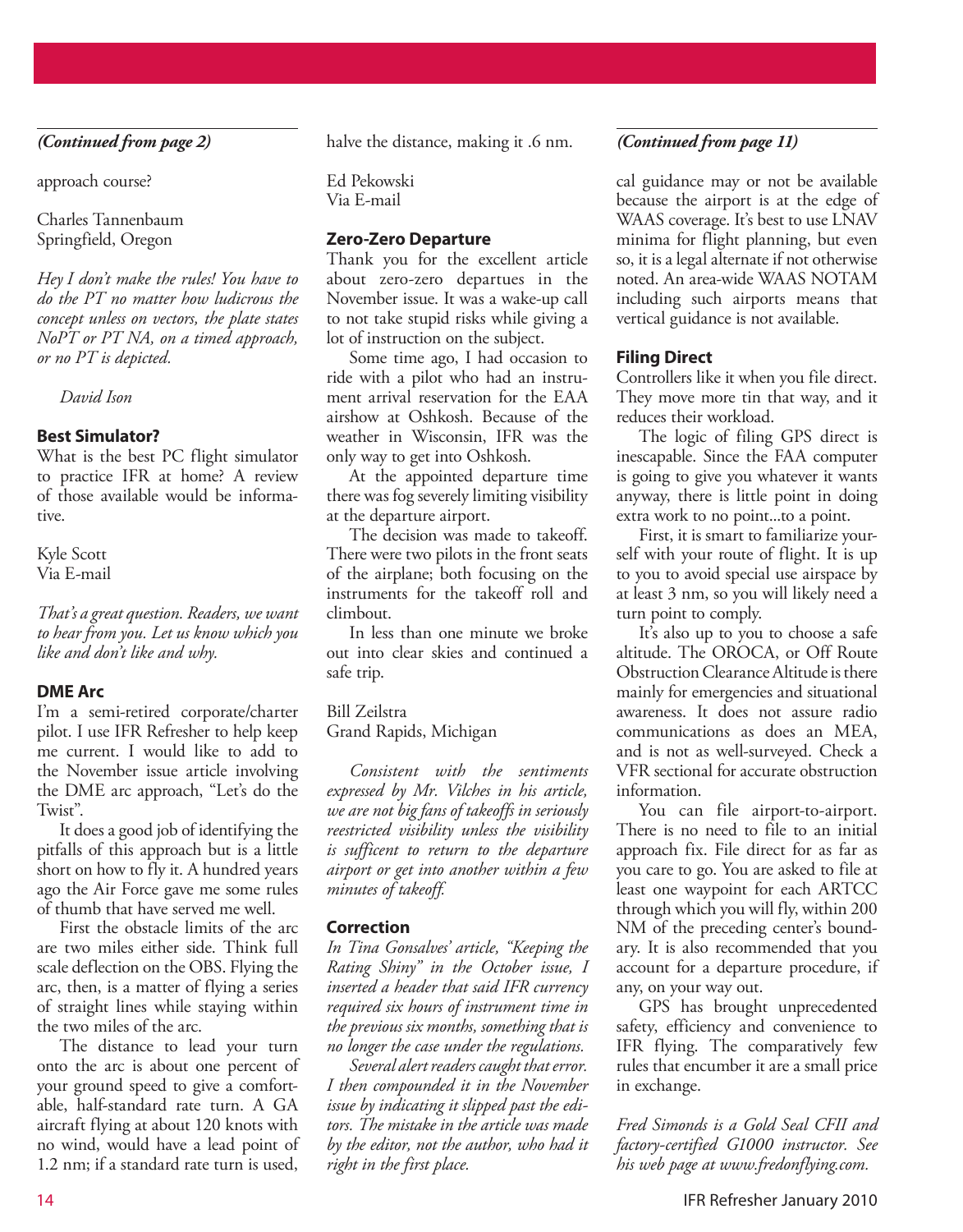*(Continued from page 2)*

approach course?

Charles Tannenbaum
Springfield, Oregon

*Hey I don't make the rules! You have to do the PT no matter how ludicrous the concept unless on vectors, the plate states NoPT or PT NA, on a timed approach, or no PT is depicted.*

*David Ison*

### Best Simulator?

What is the best PC flight simulator to practice IFR at home? A review of those available would be informative.

Kyle Scott
Via E-mail

*That's a great question. Readers, we want to hear from you. Let us know which you like and don't like and why.*

### DME Arc

I'm a semi-retired corporate/charter pilot. I use IFR Refresher to help keep me current. I would like to add to the November issue article involving the DME arc approach, "Let's do the Twist".

It does a good job of identifying the pitfalls of this approach but is a little short on how to fly it. A hundred years ago the Air Force gave me some rules of thumb that have served me well.

First the obstacle limits of the arc are two miles either side. Think full scale deflection on the OBS. Flying the arc, then, is a matter of flying a series of straight lines while staying within the two miles of the arc.

The distance to lead your turn onto the arc is about one percent of your ground speed to give a comfortable, half-standard rate turn. A GA aircraft flying at about 120 knots with no wind, would have a lead point of 1.2 nm; if a standard rate turn is used, halve the distance, making it .6 nm.

Ed Pekowski
Via E-mail

### Zero-Zero Departure

Thank you for the excellent article about zero-zero departues in the November issue. It was a wake-up call to not take stupid risks while giving a lot of instruction on the subject.

Some time ago, I had occasion to ride with a pilot who had an instrument arrival reservation for the EAA airshow at Oshkosh. Because of the weather in Wisconsin, IFR was the only way to get into Oshkosh.

At the appointed departure time there was fog severely limiting visibility at the departure airport.

The decision was made to takeoff. There were two pilots in the front seats of the airplane; both focusing on the instruments for the takeoff roll and climbout.

In less than one minute we broke out into clear skies and continued a safe trip.

Bill Zeilstra
Grand Rapids, Michigan

*Consistent with the sentiments expressed by Mr. Vilches in his article, we are not big fans of takeoffs in seriously reestricted visibility unless the visibility is sufficent to return to the departure airport or get into another within a few minutes of takeoff.*

### Correction

*In Tina Gonsalves' article, "Keeping the Rating Shiny" in the October issue, I inserted a header that said IFR currency required six hours of instrument time in the previous six months, something that is no longer the case under the regulations.*

*Several alert readers caught that error. I then compounded it in the November issue by indicating it slipped past the editors. The mistake in the article was made by the editor, not the author, who had it right in the first place.*

*(Continued from page 11)*

cal guidance may or not be available because the airport is at the edge of WAAS coverage. It's best to use LNAV minima for flight planning, but even so, it is a legal alternate if not otherwise noted. An area-wide WAAS NOTAM including such airports means that vertical guidance is not available.

### Filing Direct

Controllers like it when you file direct. They move more tin that way, and it reduces their workload.

The logic of filing GPS direct is inescapable. Since the FAA computer is going to give you whatever it wants anyway, there is little point in doing extra work to no point...to a point.

First, it is smart to familiarize yourself with your route of flight. It is up to you to avoid special use airspace by at least 3 nm, so you will likely need a turn point to comply.

It's also up to you to choose a safe altitude. The OROCA, or Off Route Obstruction Clearance Altitude is there mainly for emergencies and situational awareness. It does not assure radio communications as does an MEA, and is not as well-surveyed. Check a VFR sectional for accurate obstruction information.

You can file airport-to-airport. There is no need to file to an initial approach fix. File direct for as far as you care to go. You are asked to file at least one waypoint for each ARTCC through which you will fly, within 200 NM of the preceding center's boundary. It is also recommended that you account for a departure procedure, if any, on your way out.

GPS has brought unprecedented safety, efficiency and convenience to IFR flying. The comparatively few rules that encumber it are a small price in exchange.

*Fred Simonds is a Gold Seal CFII and factory-certified G1000 instructor. See his web page at www.fredonflying.com.*